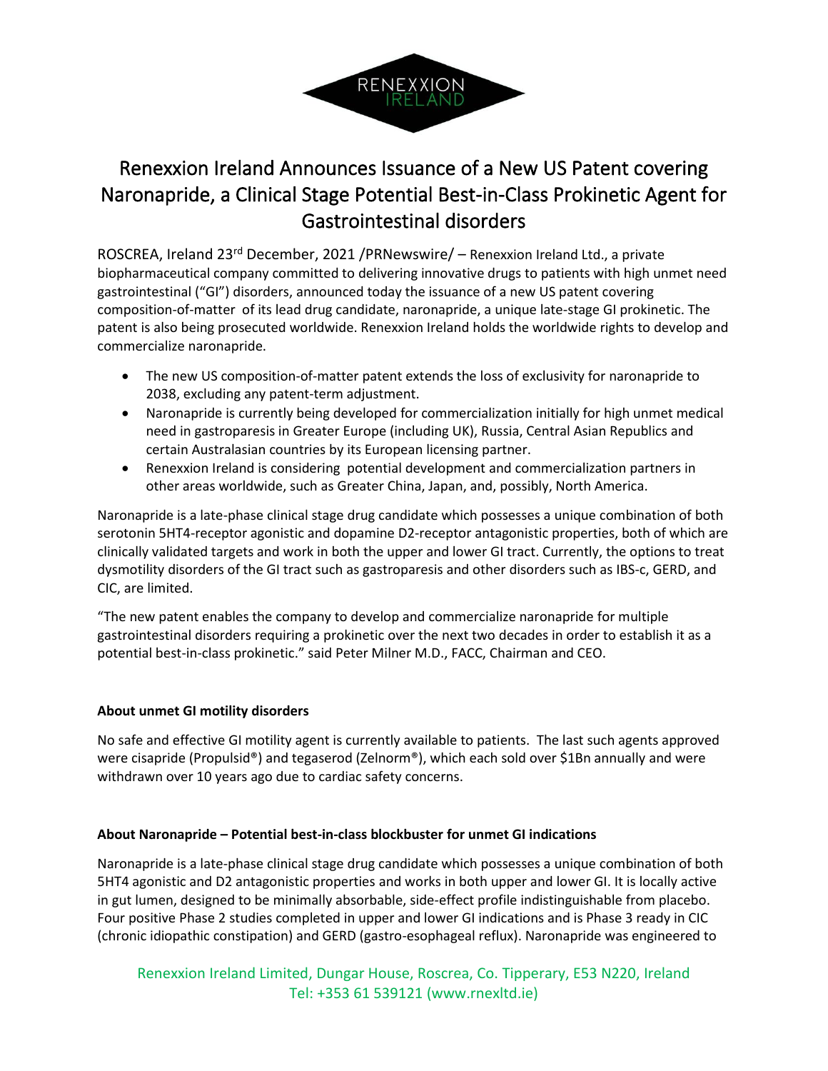# Renexxion Ireland Announces Issuance of a New US Patent covering Naronapride, a Clinical Stage Potential Best-in-Class Prokinetic Agent for Gastrointestinal disorders

ROSCREA, Ireland 23rd December, 2021 /PRNewswire/ – Renexxion Ireland Ltd., a private biopharmaceutical company committed to delivering innovative drugs to patients with high unmet need gastrointestinal ("GI") disorders, announced today the issuance of a new US patent covering composition-of-matter of its lead drug candidate, naronapride, a unique late-stage GI prokinetic. The patent is also being prosecuted worldwide. Renexxion Ireland holds the worldwide rights to develop and commercialize naronapride.

- The new US composition-of-matter patent extends the loss of exclusivity for naronapride to 2038, excluding any patent-term adjustment.
- Naronapride is currently being developed for commercialization initially for high unmet medical need in gastroparesis in Greater Europe (including UK), Russia, Central Asian Republics and certain Australasian countries by its European licensing partner.
- Renexxion Ireland is considering potential development and commercialization partners in other areas worldwide, such as Greater China, Japan, and, possibly, North America.

Naronapride is a late-phase clinical stage drug candidate which possesses a unique combination of both serotonin 5HT4-receptor agonistic and dopamine D2-receptor antagonistic properties, both of which are clinically validated targets and work in both the upper and lower GI tract. Currently, the options to treat dysmotility disorders of the GI tract such as gastroparesis and other disorders such as IBS-c, GERD, and CIC, are limited.

"The new patent enables the company to develop and commercialize naronapride for multiple gastrointestinal disorders requiring a prokinetic over the next two decades in order to establish it as a potential best-in-class prokinetic." said Peter Milner M.D., FACC, Chairman and CEO.

**About unmet GI motility disorders**

No safe and effective GI motility agent is currently available to patients. The last such agents approved were cisapride (Propulsid®) and tegaserod (Zelnorm®), which each sold over $1Bn annually and were withdrawn over 10 years ago due to cardiac safety concerns.

**About Naronapride – Potential best-in-class blockbuster for unmet GI indications**

Naronapride is a late-phase clinical stage drug candidate which possesses a unique combination of both 5HT4 agonistic and D2 antagonistic properties and works in both upper and lower GI. It is locally active in gut lumen, designed to be minimally absorbable, side-effect profile indistinguishable from placebo. Four positive Phase 2 studies completed in upper and lower GI indications and is Phase 3 ready in CIC (chronic idiopathic constipation) and GERD (gastro-esophageal reflux). Naronapride was engineered to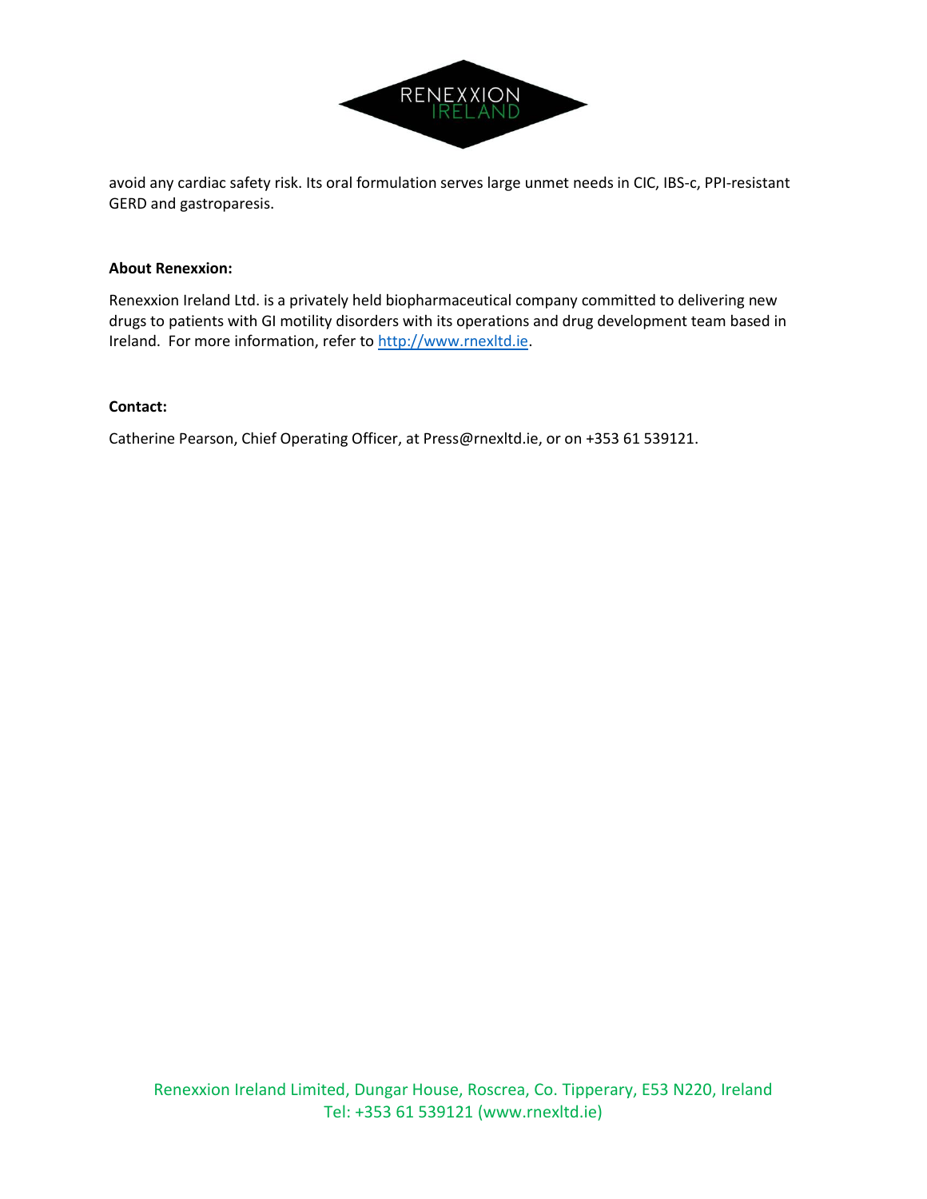avoid any cardiac safety risk. Its oral formulation serves large unmet needs in CIC, IBS-c, PPI-resistant GERD and gastroparesis.

**About Renexxion:**

Renexxion Ireland Ltd. is a privately held biopharmaceutical company committed to delivering new drugs to patients with GI motility disorders with its operations and drug development team based in Ireland. For more information, refer to http://www.rnexltd.ie.

**Contact:**

Catherine Pearson, Chief Operating Officer, at Press@rnexltd.ie, or on +353 61 539121.

Renexxion Ireland Limited, Dungar House, Roscrea, Co. Tipperary, E53 N220, Ireland
Tel: +353 61 539121 (www.rnexltd.ie)